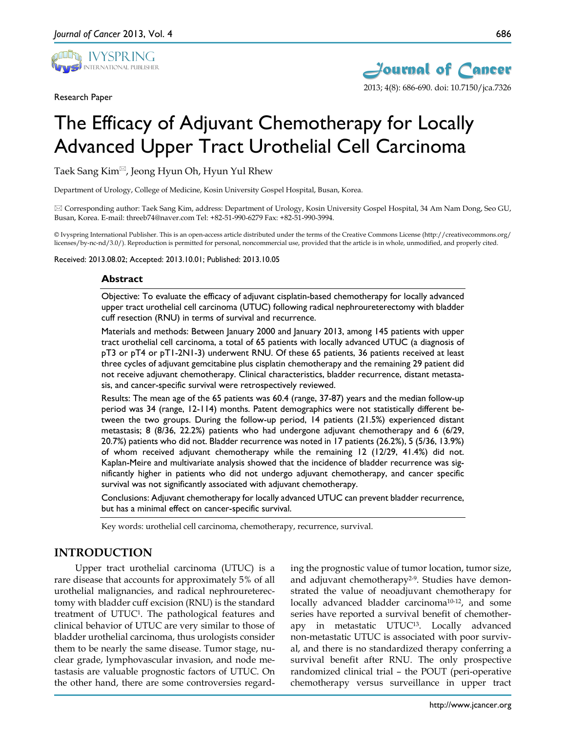Research Paper

# The Efficacy of Adjuvant Chemotherapy for Locally Advanced Upper Tract Urothelial Cell Carcinoma

Taek Sang Kim✉, Jeong Hyun Oh, Hyun Yul Rhew

Department of Urology, College of Medicine, Kosin University Gospel Hospital, Busan, Korea.

✉ Corresponding author: Taek Sang Kim, address: Department of Urology, Kosin University Gospel Hospital, 34 Am Nam Dong, Seo GU, Busan, Korea. E-mail: threeb74@naver.com Tel: +82-51-990-6279 Fax: +82-51-990-3994.

© Ivyspring International Publisher. This is an open-access article distributed under the terms of the Creative Commons License (http://creativecommons.org/licenses/by-nc-nd/3.0/). Reproduction is permitted for personal, noncommercial use, provided that the article is in whole, unmodified, and properly cited.

Received: 2013.08.02; Accepted: 2013.10.01; Published: 2013.10.05

## Abstract

Objective: To evaluate the efficacy of adjuvant cisplatin-based chemotherapy for locally advanced upper tract urothelial cell carcinoma (UTUC) following radical nephroureterectomy with bladder cuff resection (RNU) in terms of survival and recurrence.

Materials and methods: Between January 2000 and January 2013, among 145 patients with upper tract urothelial cell carcinoma, a total of 65 patients with locally advanced UTUC (a diagnosis of pT3 or pT4 or pT1-2N1-3) underwent RNU. Of these 65 patients, 36 patients received at least three cycles of adjuvant gemcitabine plus cisplatin chemotherapy and the remaining 29 patient did not receive adjuvant chemotherapy. Clinical characteristics, bladder recurrence, distant metastasis, and cancer-specific survival were retrospectively reviewed.

Results: The mean age of the 65 patients was 60.4 (range, 37-87) years and the median follow-up period was 34 (range, 12-114) months. Patent demographics were not statistically different between the two groups. During the follow-up period, 14 patients (21.5%) experienced distant metastasis; 8 (8/36, 22.2%) patients who had undergone adjuvant chemotherapy and 6 (6/29, 20.7%) patients who did not. Bladder recurrence was noted in 17 patients (26.2%), 5 (5/36, 13.9%) of whom received adjuvant chemotherapy while the remaining 12 (12/29, 41.4%) did not. Kaplan-Meire and multivariate analysis showed that the incidence of bladder recurrence was significantly higher in patients who did not undergo adjuvant chemotherapy, and cancer specific survival was not significantly associated with adjuvant chemotherapy.

Conclusions: Adjuvant chemotherapy for locally advanced UTUC can prevent bladder recurrence, but has a minimal effect on cancer-specific survival.

Key words: urothelial cell carcinoma, chemotherapy, recurrence, survival.

## INTRODUCTION

Upper tract urothelial carcinoma (UTUC) is a rare disease that accounts for approximately 5% of all urothelial malignancies, and radical nephroureterectomy with bladder cuff excision (RNU) is the standard treatment of UTUC[1]. The pathological features and clinical behavior of UTUC are very similar to those of bladder urothelial carcinoma, thus urologists consider them to be nearly the same disease. Tumor stage, nuclear grade, lymphovascular invasion, and node metastasis are valuable prognostic factors of UTUC. On the other hand, there are some controversies regarding the prognostic value of tumor location, tumor size, and adjuvant chemotherapy[2-9]. Studies have demonstrated the value of neoadjuvant chemotherapy for locally advanced bladder carcinoma[10-12], and some series have reported a survival benefit of chemotherapy in metastatic UTUC[13]. Locally advanced non-metastatic UTUC is associated with poor survival, and there is no standardized therapy conferring a survival benefit after RNU. The only prospective randomized clinical trial – the POUT (peri-operative chemotherapy versus surveillance in upper tract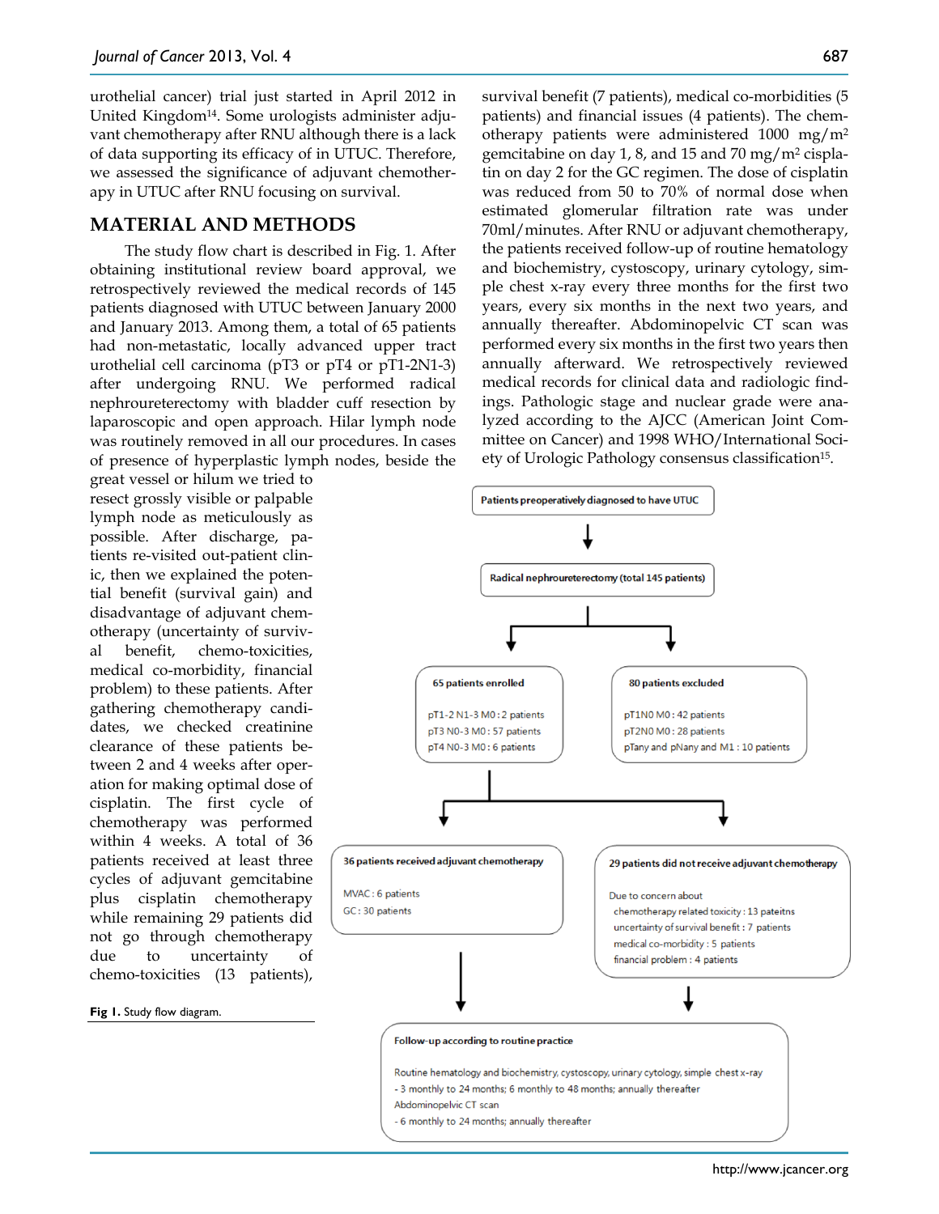urothelial cancer) trial just started in April 2012 in United Kingdom[14]. Some urologists administer adjuvant chemotherapy after RNU although there is a lack of data supporting its efficacy of in UTUC. Therefore, we assessed the significance of adjuvant chemotherapy in UTUC after RNU focusing on survival.

## MATERIAL AND METHODS

The study flow chart is described in Fig. 1. After obtaining institutional review board approval, we retrospectively reviewed the medical records of 145 patients diagnosed with UTUC between January 2000 and January 2013. Among them, a total of 65 patients had non-metastatic, locally advanced upper tract urothelial cell carcinoma (pT3 or pT4 or pT1-2N1-3) after undergoing RNU. We performed radical nephroureterectomy with bladder cuff resection by laparoscopic and open approach. Hilar lymph node was routinely removed in all our procedures. In cases of presence of hyperplastic lymph nodes, beside the great vessel or hilum we tried to resect grossly visible or palpable lymph node as meticulously as possible. After discharge, patients re-visited out-patient clinic, then we explained the potential benefit (survival gain) and disadvantage of adjuvant chemotherapy (uncertainty of survival benefit, chemo-toxicities, medical co-morbidity, financial problem) to these patients. After gathering chemotherapy candidates, we checked creatinine clearance of these patients between 2 and 4 weeks after operation for making optimal dose of cisplatin. The first cycle of chemotherapy was performed within 4 weeks. A total of 36 patients received at least three cycles of adjuvant gemcitabine plus cisplatin chemotherapy while remaining 29 patients did not go through chemotherapy due to uncertainty of chemo-toxicities (13 patients), survival benefit (7 patients), medical co-morbidities (5 patients) and financial issues (4 patients). The chemotherapy patients were administered 1000 mg/m$^2$ gemcitabine on day 1, 8, and 15 and 70 mg/m$^2$ cisplatin on day 2 for the GC regimen. The dose of cisplatin was reduced from 50 to 70% of normal dose when estimated glomerular filtration rate was under 70ml/minutes. After RNU or adjuvant chemotherapy, the patients received follow-up of routine hematology and biochemistry, cystoscopy, urinary cytology, simple chest x-ray every three months for the first two years, every six months in the next two years, and annually thereafter. Abdominopelvic CT scan was performed every six months in the first two years then annually afterward. We retrospectively reviewed medical records for clinical data and radiologic findings. Pathologic stage and nuclear grade were analyzed according to the AJCC (American Joint Committee on Cancer) and 1998 WHO/International Society of Urologic Pathology consensus classification[15].

Patients preoperatively diagnosed to have UTUC

↓

Radical nephrouterectomy (total 145 patients)

**65 patients enrolled**
- pT1-2 N1-3 M0 : 2 patients
- pT3 N0-3 M0 : 57 patients
- pT4 N0-3 M0 : 6 patients

**80 patients excluded**
- pT1N0 M0 : 42 patients
- pT2N0 M0 : 28 patients
- pTany and pNany and M1 : 10 patients

**36 patients received adjuvant chemotherapy**
- MVAC : 6 patients
- GC : 30 patients

**29 patients did not receive adjuvant chemotherapy**

Due to concern about
- chemotherapy related toxicity : 13 pateitns
- uncertainty of survival benefit : 7 patients
- medical co-morbidity : 5 patients
- financial problem : 4 patients

**Follow-up according to routine practice**

Routine hematology and biochemistry, cystoscopy, urinary cytology, simple chest x-ray
- 3 monthly to 24 months; 6 monthly to 48 months; annually thereafter

Abdominopelvic CT scan
- 6 monthly to 24 months; annually thereafter

**Fig 1.** Study flow diagram.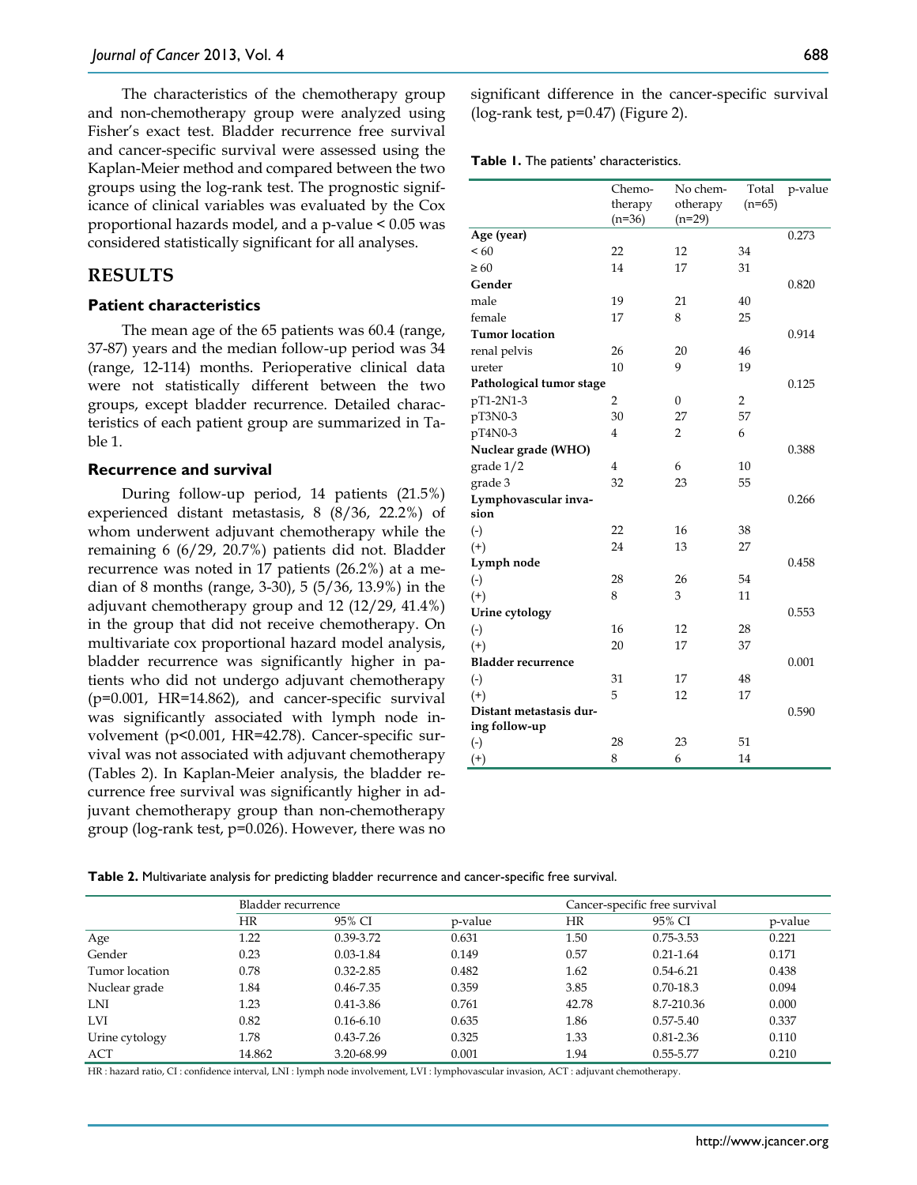The characteristics of the chemotherapy group and non-chemotherapy group were analyzed using Fisher's exact test. Bladder recurrence free survival and cancer-specific survival were assessed using the Kaplan-Meier method and compared between the two groups using the log-rank test. The prognostic significance of clinical variables was evaluated by the Cox proportional hazards model, and a p-value < 0.05 was considered statistically significant for all analyses.

## RESULTS

### Patient characteristics

The mean age of the 65 patients was 60.4 (range, 37-87) years and the median follow-up period was 34 (range, 12-114) months. Perioperative clinical data were not statistically different between the two groups, except bladder recurrence. Detailed characteristics of each patient group are summarized in Table 1.

### Recurrence and survival

During follow-up period, 14 patients (21.5%) experienced distant metastasis, 8 (8/36, 22.2%) of whom underwent adjuvant chemotherapy while the remaining 6 (6/29, 20.7%) patients did not. Bladder recurrence was noted in 17 patients (26.2%) at a median of 8 months (range, 3-30), 5 (5/36, 13.9%) in the adjuvant chemotherapy group and 12 (12/29, 41.4%) in the group that did not receive chemotherapy. On multivariate cox proportional hazard model analysis, bladder recurrence was significantly higher in patients who did not undergo adjuvant chemotherapy (p=0.001, HR=14.862), and cancer-specific survival was significantly associated with lymph node involvement (p<0.001, HR=42.78). Cancer-specific survival was not associated with adjuvant chemotherapy (Tables 2). In Kaplan-Meier analysis, the bladder recurrence free survival was significantly higher in adjuvant chemotherapy group than non-chemotherapy group (log-rank test, p=0.026). However, there was no significant difference in the cancer-specific survival (log-rank test, p=0.47) (Figure 2).

**Table 1.** The patients' characteristics.

| | Chemotherapy (n=36) | No chemotherapy (n=29) | Total (n=65) | p-value |
|---|---|---|---|---|
| **Age (year)** | | | | 0.273 |
| < 60 | 22 | 12 | 34 | |
| ≥ 60 | 14 | 17 | 31 | |
| **Gender** | | | | 0.820 |
| male | 19 | 21 | 40 | |
| female | 17 | 8 | 25 | |
| **Tumor location** | | | | 0.914 |
| renal pelvis | 26 | 20 | 46 | |
| ureter | 10 | 9 | 19 | |
| **Pathological tumor stage** | | | | 0.125 |
| pT1-2N1-3 | 2 | 0 | 2 | |
| pT3N0-3 | 30 | 27 | 57 | |
| pT4N0-3 | 4 | 2 | 6 | |
| **Nuclear grade (WHO)** | | | | 0.388 |
| grade 1/2 | 4 | 6 | 10 | |
| grade 3 | 32 | 23 | 55 | |
| **Lymphovascular invasion** | | | | 0.266 |
| (-) | 22 | 16 | 38 | |
| (+) | 24 | 13 | 27 | |
| **Lymph node** | | | | 0.458 |
| (-) | 28 | 26 | 54 | |
| (+) | 8 | 3 | 11 | |
| **Urine cytology** | | | | 0.553 |
| (-) | 16 | 12 | 28 | |
| (+) | 20 | 17 | 37 | |
| **Bladder recurrence** | | | | 0.001 |
| (-) | 31 | 17 | 48 | |
| (+) | 5 | 12 | 17 | |
| **Distant metastasis during follow-up** | | | | 0.590 |
| (-) | 28 | 23 | 51 | |
| (+) | 8 | 6 | 14 | |

**Table 2.** Multivariate analysis for predicting bladder recurrence and cancer-specific free survival.

| | Bladder recurrence | | | Cancer-specific free survival | | |
|---|---|---|---|---|---|---|
| | HR | 95% CI | p-value | HR | 95% CI | p-value |
| Age | 1.22 | 0.39-3.72 | 0.631 | 1.50 | 0.75-3.53 | 0.221 |
| Gender | 0.23 | 0.03-1.84 | 0.149 | 0.57 | 0.21-1.64 | 0.171 |
| Tumor location | 0.78 | 0.32-2.85 | 0.482 | 1.62 | 0.54-6.21 | 0.438 |
| Nuclear grade | 1.84 | 0.46-7.35 | 0.359 | 3.85 | 0.70-18.3 | 0.094 |
| LNI | 1.23 | 0.41-3.86 | 0.761 | 42.78 | 8.7-210.36 | 0.000 |
| LVI | 0.82 | 0.16-6.10 | 0.635 | 1.86 | 0.57-5.40 | 0.337 |
| Urine cytology | 1.78 | 0.43-7.26 | 0.325 | 1.33 | 0.81-2.36 | 0.110 |
| ACT | 14.862 | 3.20-68.99 | 0.001 | 1.94 | 0.55-5.77 | 0.210 |

HR : hazard ratio, CI : confidence interval, LNI : lymph node involvement, LVI : lymphovascular invasion, ACT : adjuvant chemotherapy.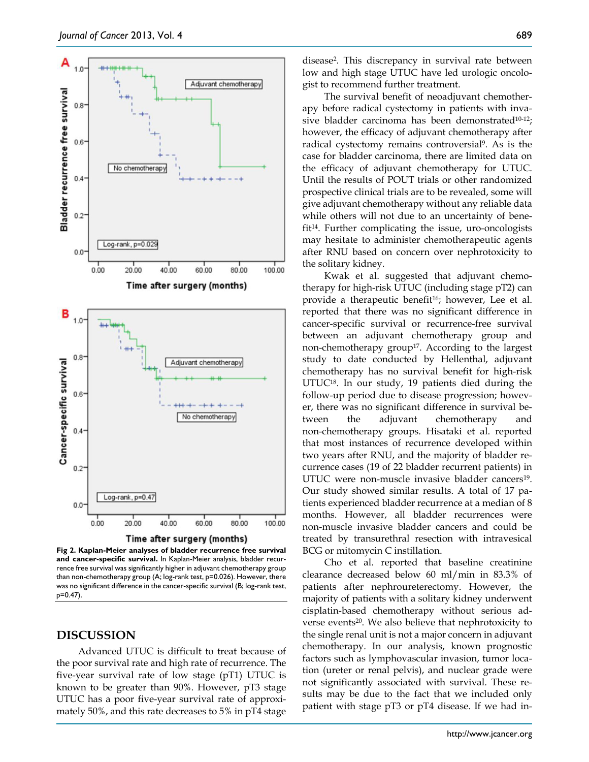Fig 2. Kaplan-Meier analyses of bladder recurrence free survival and cancer-specific survival. In Kaplan-Meier analysis, bladder recurrence free survival was significantly higher in adjuvant chemotherapy group than non-chemotherapy group (A; log-rank test, p=0.026). However, there was no significant difference in the cancer-specific survival (B; log-rank test, p=0.47).

## DISCUSSION

Advanced UTUC is difficult to treat because of the poor survival rate and high rate of recurrence. The five-year survival rate of low stage (pT1) UTUC is known to be greater than 90%. However, pT3 stage UTUC has a poor five-year survival rate of approximately 50%, and this rate decreases to 5% in pT4 stage disease[2]. This discrepancy in survival rate between low and high stage UTUC have led urologic oncologist to recommend further treatment.

The survival benefit of neoadjuvant chemotherapy before radical cystectomy in patients with invasive bladder carcinoma has been demonstrated[10-12]; however, the efficacy of adjuvant chemotherapy after radical cystectomy remains controversial[9]. As is the case for bladder carcinoma, there are limited data on the efficacy of adjuvant chemotherapy for UTUC. Until the results of POUT trials or other randomized prospective clinical trials are to be revealed, some will give adjuvant chemotherapy without any reliable data while others will not due to an uncertainty of benefit[14]. Further complicating the issue, uro-oncologists may hesitate to administer chemotherapeutic agents after RNU based on concern over nephrotoxicity to the solitary kidney.

Kwak et al. suggested that adjuvant chemotherapy for high-risk UTUC (including stage pT2) can provide a therapeutic benefit[16]; however, Lee et al. reported that there was no significant difference in cancer-specific survival or recurrence-free survival between an adjuvant chemotherapy group and non-chemotherapy group[17]. According to the largest study to date conducted by Hellenthal, adjuvant chemotherapy has no survival benefit for high-risk UTUC[18]. In our study, 19 patients died during the follow-up period due to disease progression; however, there was no significant difference in survival between the adjuvant chemotherapy and non-chemotherapy groups. Hisataki et al. reported that most instances of recurrence developed within two years after RNU, and the majority of bladder recurrence cases (19 of 22 bladder recurrent patients) in UTUC were non-muscle invasive bladder cancers[19]. Our study showed similar results. A total of 17 patients experienced bladder recurrence at a median of 8 months. However, all bladder recurrences were non-muscle invasive bladder cancers and could be treated by transurethral resection with intravesical BCG or mitomycin C instillation.

Cho et al. reported that baseline creatinine clearance decreased below 60 ml/min in 83.3% of patients after nephroureterectomy. However, the majority of patients with a solitary kidney underwent cisplatin-based chemotherapy without serious adverse events[20]. We also believe that nephrotoxicity to the single renal unit is not a major concern in adjuvant chemotherapy. In our analysis, known prognostic factors such as lymphovascular invasion, tumor location (ureter or renal pelvis), and nuclear grade were not significantly associated with survival. These results may be due to the fact that we included only patient with stage pT3 or pT4 disease. If we had in-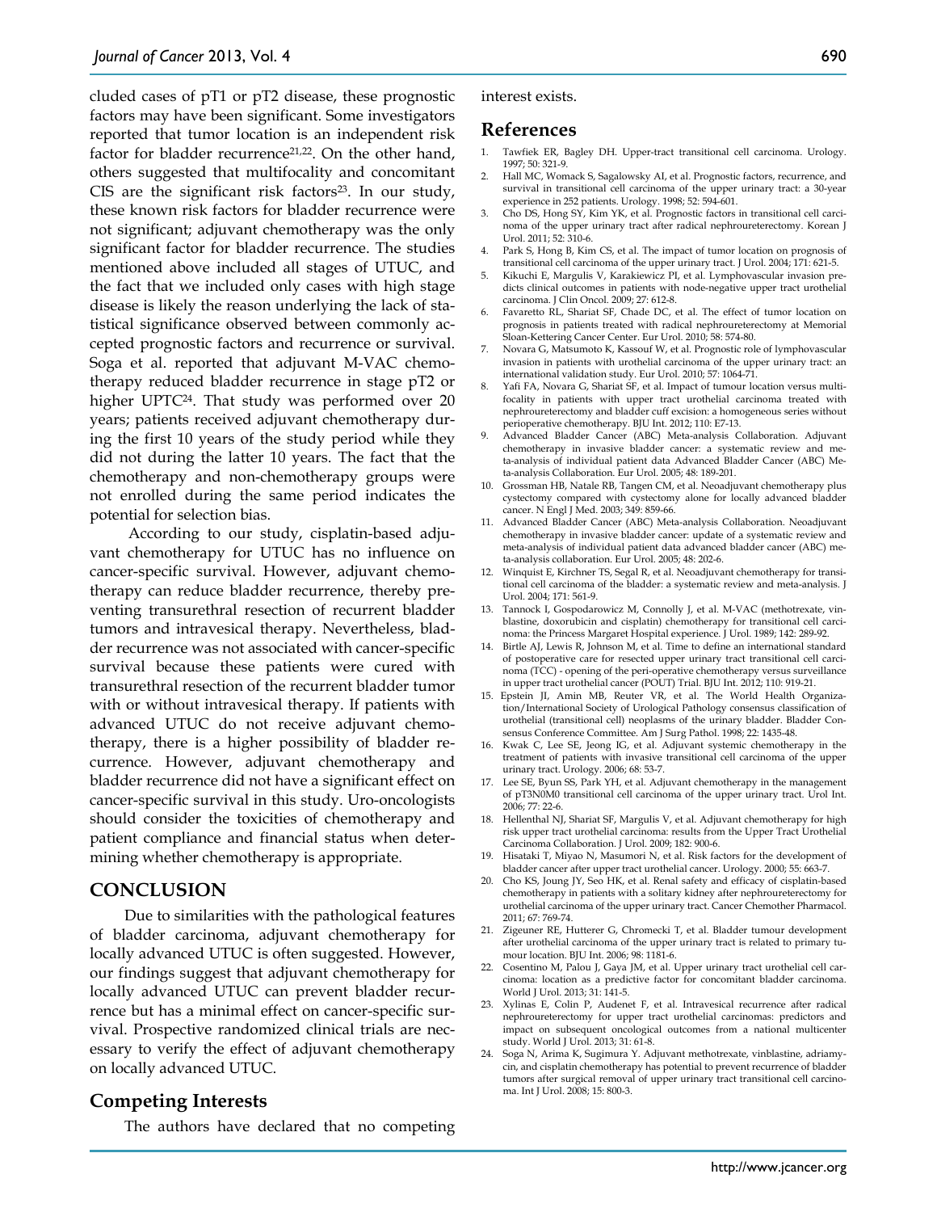cluded cases of pT1 or pT2 disease, these prognostic factors may have been significant. Some investigators reported that tumor location is an independent risk factor for bladder recurrence[21,22]. On the other hand, others suggested that multifocality and concomitant CIS are the significant risk factors[23]. In our study, these known risk factors for bladder recurrence were not significant; adjuvant chemotherapy was the only significant factor for bladder recurrence. The studies mentioned above included all stages of UTUC, and the fact that we included only cases with high stage disease is likely the reason underlying the lack of statistical significance observed between commonly accepted prognostic factors and recurrence or survival. Soga et al. reported that adjuvant M-VAC chemotherapy reduced bladder recurrence in stage pT2 or higher UPTC[24]. That study was performed over 20 years; patients received adjuvant chemotherapy during the first 10 years of the study period while they did not during the latter 10 years. The fact that the chemotherapy and non-chemotherapy groups were not enrolled during the same period indicates the potential for selection bias.

According to our study, cisplatin-based adjuvant chemotherapy for UTUC has no influence on cancer-specific survival. However, adjuvant chemotherapy can reduce bladder recurrence, thereby preventing transurethral resection of recurrent bladder tumors and intravesical therapy. Nevertheless, bladder recurrence was not associated with cancer-specific survival because these patients were cured with transurethral resection of the recurrent bladder tumor with or without intravesical therapy. If patients with advanced UTUC do not receive adjuvant chemotherapy, there is a higher possibility of bladder recurrence. However, adjuvant chemotherapy and bladder recurrence did not have a significant effect on cancer-specific survival in this study. Uro-oncologists should consider the toxicities of chemotherapy and patient compliance and financial status when determining whether chemotherapy is appropriate.

## CONCLUSION

Due to similarities with the pathological features of bladder carcinoma, adjuvant chemotherapy for locally advanced UTUC is often suggested. However, our findings suggest that adjuvant chemotherapy for locally advanced UTUC can prevent bladder recurrence but has a minimal effect on cancer-specific survival. Prospective randomized clinical trials are necessary to verify the effect of adjuvant chemotherapy on locally advanced UTUC.

## Competing Interests

The authors have declared that no competing interest exists.

## References

1. Tawfiek ER, Bagley DH. Upper-tract transitional cell carcinoma. Urology. 1997; 50: 321-9.
2. Hall MC, Womack S, Sagalowsky AI, et al. Prognostic factors, recurrence, and survival in transitional cell carcinoma of the upper urinary tract: a 30-year experience in 252 patients. Urology. 1998; 52: 594-601.
3. Cho DS, Hong SY, Kim YK, et al. Prognostic factors in transitional cell carcinoma of the upper urinary tract after radical nephroureterectomy. Korean J Urol. 2011; 52: 310-6.
4. Park S, Hong B, Kim CS, et al. The impact of tumor location on prognosis of transitional cell carcinoma of the upper urinary tract. J Urol. 2004; 171: 621-5.
5. Kikuchi E, Margulis V, Karakiewicz PI, et al. Lymphovascular invasion predicts clinical outcomes in patients with node-negative upper tract urothelial carcinoma. J Clin Oncol. 2009; 27: 612-8.
6. Favaretto RL, Shariat SF, Chade DC, et al. The effect of tumor location on prognosis in patients treated with radical nephroureterectomy at Memorial Sloan-Kettering Cancer Center. Eur Urol. 2010; 58: 574-80.
7. Novara G, Matsumoto K, Kassouf W, et al. Prognostic role of lymphovascular invasion in patients with urothelial carcinoma of the upper urinary tract: an international validation study. Eur Urol. 2010; 57: 1064-71.
8. Yafi FA, Novara G, Shariat SF, et al. Impact of tumour location versus multifocality in patients with upper tract urothelial carcinoma treated with nephroureterectomy and bladder cuff excision: a homogeneous series without perioperative chemotherapy. BJU Int. 2012; 110: E7-13.
9. Advanced Bladder Cancer (ABC) Meta-analysis Collaboration. Adjuvant chemotherapy in invasive bladder cancer: a systematic review and meta-analysis of individual patient data Advanced Bladder Cancer (ABC) Meta-analysis Collaboration. Eur Urol. 2005; 48: 189-201.
10. Grossman HB, Natale RB, Tangen CM, et al. Neoadjuvant chemotherapy plus cystectomy compared with cystectomy alone for locally advanced bladder cancer. N Engl J Med. 2003; 349: 859-66.
11. Advanced Bladder Cancer (ABC) Meta-analysis Collaboration. Neoadjuvant chemotherapy in invasive bladder cancer: update of a systematic review and meta-analysis of individual patient data advanced bladder cancer (ABC) meta-analysis collaboration. Eur Urol. 2005; 48: 202-6.
12. Winquist E, Kirchner TS, Segal R, et al. Neoadjuvant chemotherapy for transitional cell carcinoma of the bladder: a systematic review and meta-analysis. J Urol. 2004; 171: 561-9.
13. Tannock I, Gospodarowicz M, Connolly J, et al. M-VAC (methotrexate, vinblastine, doxorubicin and cisplatin) chemotherapy for transitional cell carcinoma: the Princess Margaret Hospital experience. J Urol. 1989; 142: 289-92.
14. Birtle AJ, Lewis R, Johnson M, et al. Time to define an international standard of postoperative care for resected upper urinary tract transitional cell carcinoma (TCC) - opening of the peri-operative chemotherapy versus surveillance in upper tract urothelial cancer (POUT) Trial. BJU Int. 2012; 110: 919-21.
15. Epstein JI, Amin MB, Reuter VR, et al. The World Health Organization/International Society of Urological Pathology consensus classification of urothelial (transitional cell) neoplasms of the urinary bladder. Bladder Consensus Conference Committee. Am J Surg Pathol. 1998; 22: 1435-48.
16. Kwak C, Lee SE, Jeong IG, et al. Adjuvant systemic chemotherapy in the treatment of patients with invasive transitional cell carcinoma of the upper urinary tract. Urology. 2006; 68: 53-7.
17. Lee SE, Byun SS, Park YH, et al. Adjuvant chemotherapy in the management of pT3N0M0 transitional cell carcinoma of the upper urinary tract. Urol Int. 2006; 77: 22-6.
18. Hellenthal NJ, Shariat SF, Margulis V, et al. Adjuvant chemotherapy for high risk upper tract urothelial carcinoma: results from the Upper Tract Urothelial Carcinoma Collaboration. J Urol. 2009; 182: 900-6.
19. Hisataki T, Miyao N, Masumori N, et al. Risk factors for the development of bladder cancer after upper tract urothelial cancer. Urology. 2000; 55: 663-7.
20. Cho KS, Joung JY, Seo HK, et al. Renal safety and efficacy of cisplatin-based chemotherapy in patients with a solitary kidney after nephroureterectomy for urothelial carcinoma of the upper urinary tract. Cancer Chemother Pharmacol. 2011; 67: 769-74.
21. Zigeuner RE, Hutterer G, Chromecki T, et al. Bladder tumour development after urothelial carcinoma of the upper urinary tract is related to primary tumour location. BJU Int. 2006; 98: 1181-6.
22. Cosentino M, Palou J, Gaya JM, et al. Upper urinary tract urothelial cell carcinoma: location as a predictive factor for concomitant bladder carcinoma. World J Urol. 2013; 31: 141-5.
23. Xylinas E, Colin P, Audenet F, et al. Intravesical recurrence after radical nephroureterectomy for upper tract urothelial carcinomas: predictors and impact on subsequent oncological outcomes from a national multicenter study. World J Urol. 2013; 31: 61-8.
24. Soga N, Arima K, Sugimura Y. Adjuvant methotrexate, vinblastine, adriamycin, and cisplatin chemotherapy has potential to prevent recurrence of bladder tumors after surgical removal of upper urinary tract transitional cell carcinoma. Int J Urol. 2008; 15: 800-3.